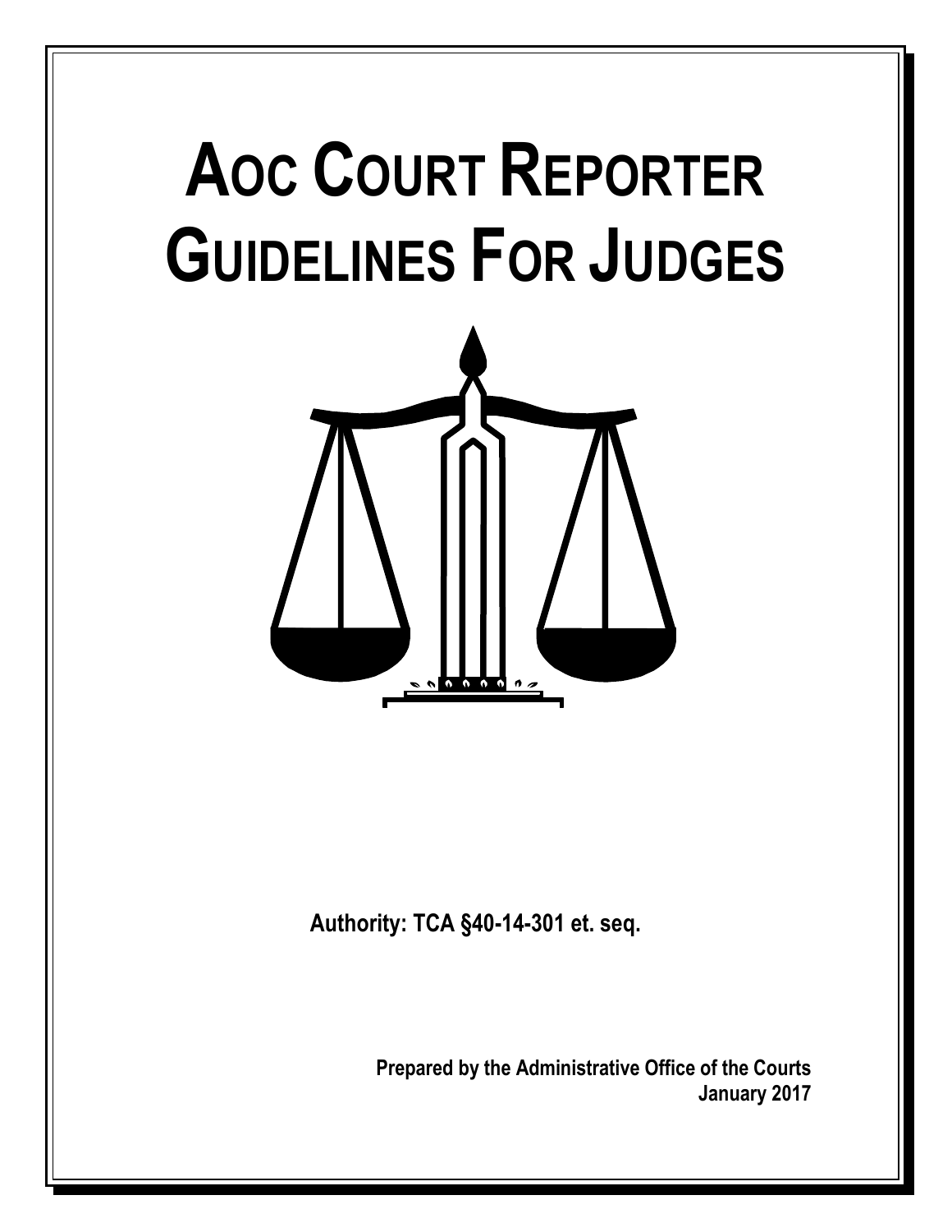# AOC COURT REPORTER GUIDELINES FOR JUDGES

**Authority: TCA §40-14-301 et. seq.**

**Prepared by the Administrative Office of the Courts**
**January 2017**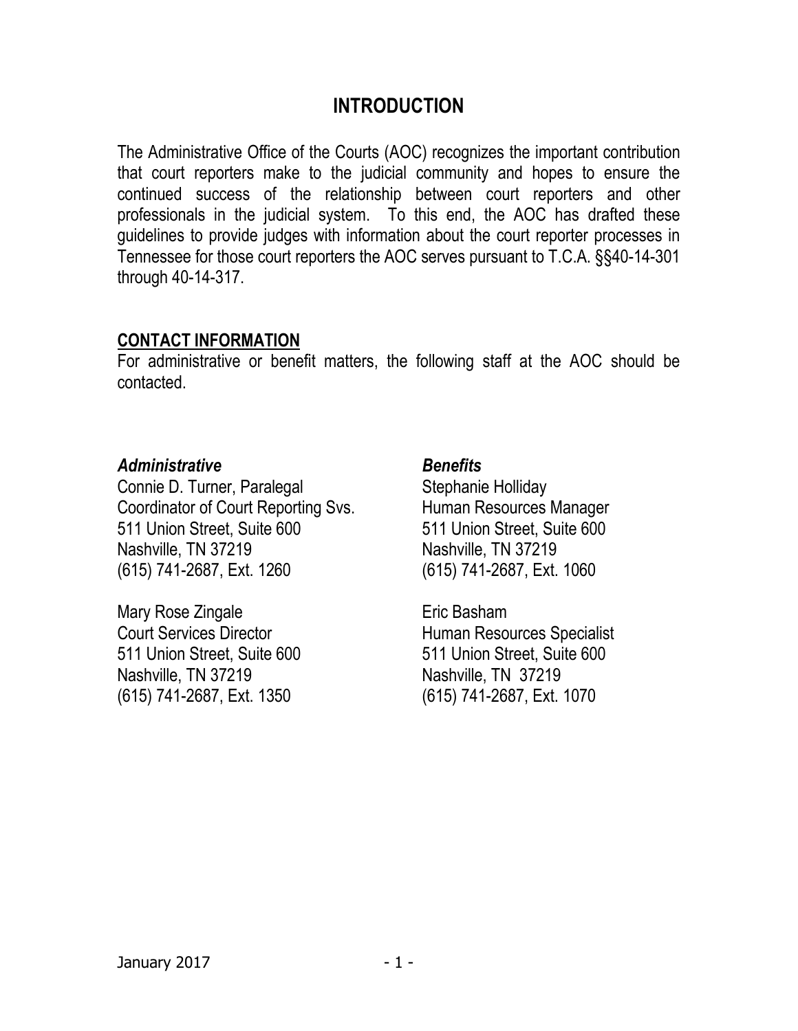# INTRODUCTION

The Administrative Office of the Courts (AOC) recognizes the important contribution that court reporters make to the judicial community and hopes to ensure the continued success of the relationship between court reporters and other professionals in the judicial system. To this end, the AOC has drafted these guidelines to provide judges with information about the court reporter processes in Tennessee for those court reporters the AOC serves pursuant to T.C.A. §§40-14-301 through 40-14-317.

## CONTACT INFORMATION

For administrative or benefit matters, the following staff at the AOC should be contacted.

***Administrative***

Connie D. Turner, Paralegal
Coordinator of Court Reporting Svs.
511 Union Street, Suite 600
Nashville, TN 37219
(615) 741-2687, Ext. 1260

Mary Rose Zingale
Court Services Director
511 Union Street, Suite 600
Nashville, TN 37219
(615) 741-2687, Ext. 1350

***Benefits***

Stephanie Holliday
Human Resources Manager
511 Union Street, Suite 600
Nashville, TN 37219
(615) 741-2687, Ext. 1060

Eric Basham
Human Resources Specialist
511 Union Street, Suite 600
Nashville, TN 37219
(615) 741-2687, Ext. 1070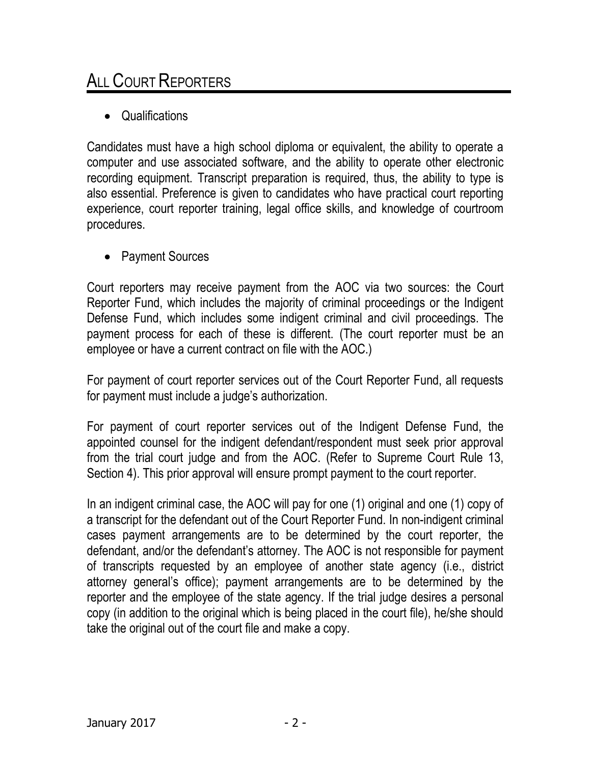# ALL COURT REPORTERS

- Qualifications

Candidates must have a high school diploma or equivalent, the ability to operate a computer and use associated software, and the ability to operate other electronic recording equipment. Transcript preparation is required, thus, the ability to type is also essential. Preference is given to candidates who have practical court reporting experience, court reporter training, legal office skills, and knowledge of courtroom procedures.

- Payment Sources

Court reporters may receive payment from the AOC via two sources: the Court Reporter Fund, which includes the majority of criminal proceedings or the Indigent Defense Fund, which includes some indigent criminal and civil proceedings. The payment process for each of these is different. (The court reporter must be an employee or have a current contract on file with the AOC.)

For payment of court reporter services out of the Court Reporter Fund, all requests for payment must include a judge's authorization.

For payment of court reporter services out of the Indigent Defense Fund, the appointed counsel for the indigent defendant/respondent must seek prior approval from the trial court judge and from the AOC. (Refer to Supreme Court Rule 13, Section 4). This prior approval will ensure prompt payment to the court reporter.

In an indigent criminal case, the AOC will pay for one (1) original and one (1) copy of a transcript for the defendant out of the Court Reporter Fund. In non-indigent criminal cases payment arrangements are to be determined by the court reporter, the defendant, and/or the defendant's attorney. The AOC is not responsible for payment of transcripts requested by an employee of another state agency (i.e., district attorney general's office); payment arrangements are to be determined by the reporter and the employee of the state agency. If the trial judge desires a personal copy (in addition to the original which is being placed in the court file), he/she should take the original out of the court file and make a copy.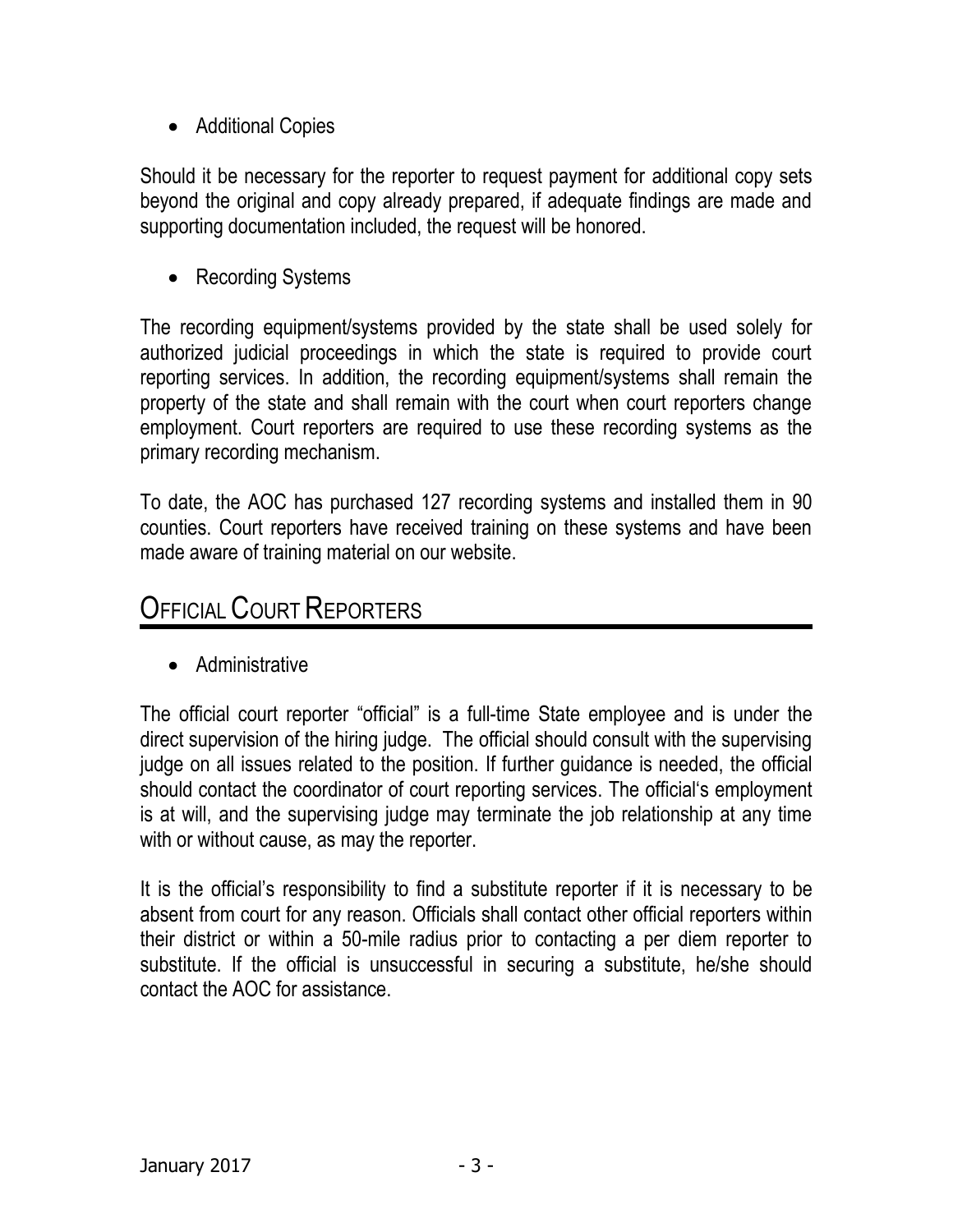- Additional Copies

Should it be necessary for the reporter to request payment for additional copy sets beyond the original and copy already prepared, if adequate findings are made and supporting documentation included, the request will be honored.

- Recording Systems

The recording equipment/systems provided by the state shall be used solely for authorized judicial proceedings in which the state is required to provide court reporting services. In addition, the recording equipment/systems shall remain the property of the state and shall remain with the court when court reporters change employment. Court reporters are required to use these recording systems as the primary recording mechanism.

To date, the AOC has purchased 127 recording systems and installed them in 90 counties. Court reporters have received training on these systems and have been made aware of training material on our website.

## Official Court Reporters

- Administrative

The official court reporter "official" is a full-time State employee and is under the direct supervision of the hiring judge. The official should consult with the supervising judge on all issues related to the position. If further guidance is needed, the official should contact the coordinator of court reporting services. The official's employment is at will, and the supervising judge may terminate the job relationship at any time with or without cause, as may the reporter.

It is the official's responsibility to find a substitute reporter if it is necessary to be absent from court for any reason. Officials shall contact other official reporters within their district or within a 50-mile radius prior to contacting a per diem reporter to substitute. If the official is unsuccessful in securing a substitute, he/she should contact the AOC for assistance.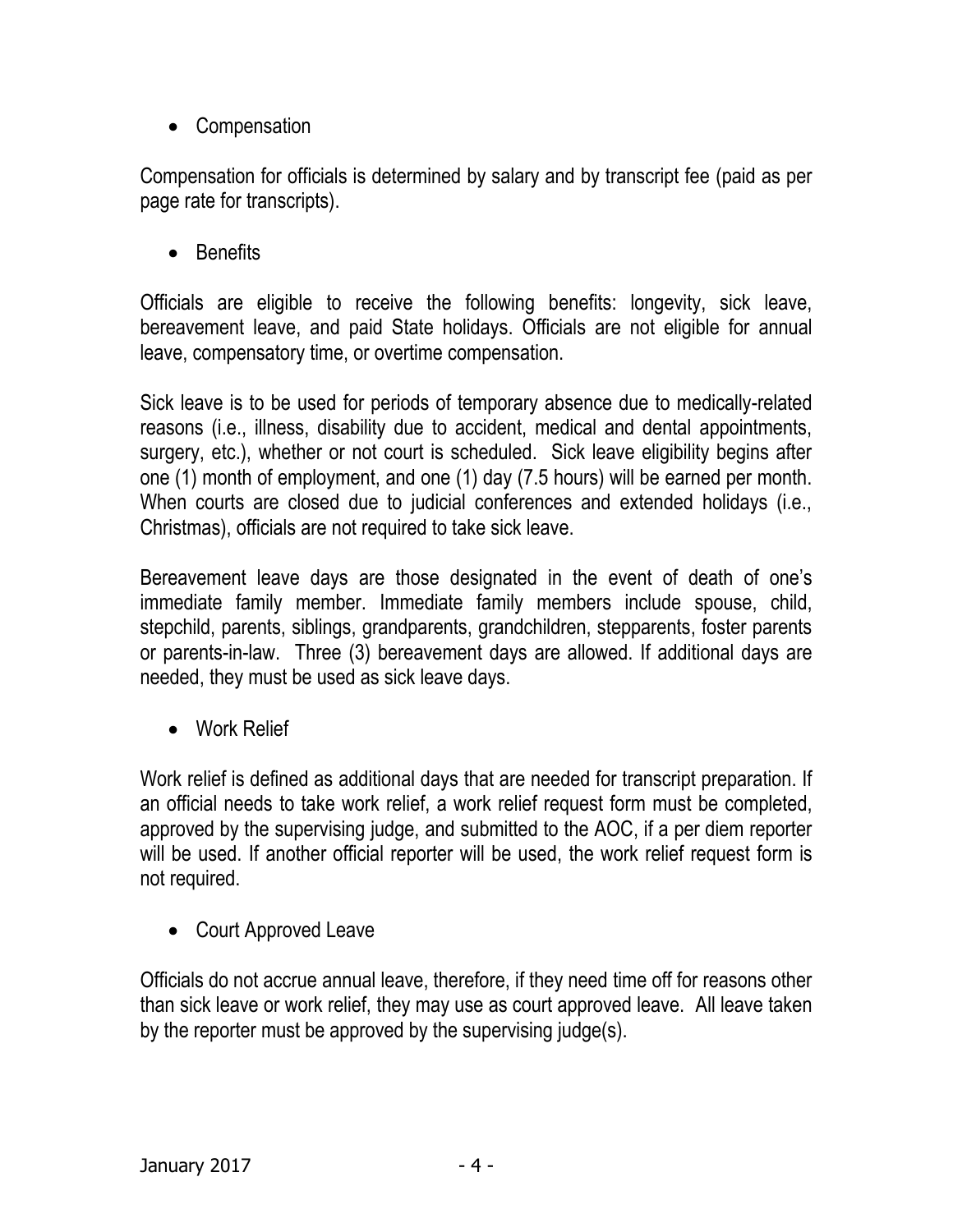- Compensation

Compensation for officials is determined by salary and by transcript fee (paid as per page rate for transcripts).

- Benefits

Officials are eligible to receive the following benefits: longevity, sick leave, bereavement leave, and paid State holidays. Officials are not eligible for annual leave, compensatory time, or overtime compensation.

Sick leave is to be used for periods of temporary absence due to medically-related reasons (i.e., illness, disability due to accident, medical and dental appointments, surgery, etc.), whether or not court is scheduled. Sick leave eligibility begins after one (1) month of employment, and one (1) day (7.5 hours) will be earned per month. When courts are closed due to judicial conferences and extended holidays (i.e., Christmas), officials are not required to take sick leave.

Bereavement leave days are those designated in the event of death of one's immediate family member. Immediate family members include spouse, child, stepchild, parents, siblings, grandparents, grandchildren, stepparents, foster parents or parents-in-law. Three (3) bereavement days are allowed. If additional days are needed, they must be used as sick leave days.

- Work Relief

Work relief is defined as additional days that are needed for transcript preparation. If an official needs to take work relief, a work relief request form must be completed, approved by the supervising judge, and submitted to the AOC, if a per diem reporter will be used. If another official reporter will be used, the work relief request form is not required.

- Court Approved Leave

Officials do not accrue annual leave, therefore, if they need time off for reasons other than sick leave or work relief, they may use as court approved leave. All leave taken by the reporter must be approved by the supervising judge(s).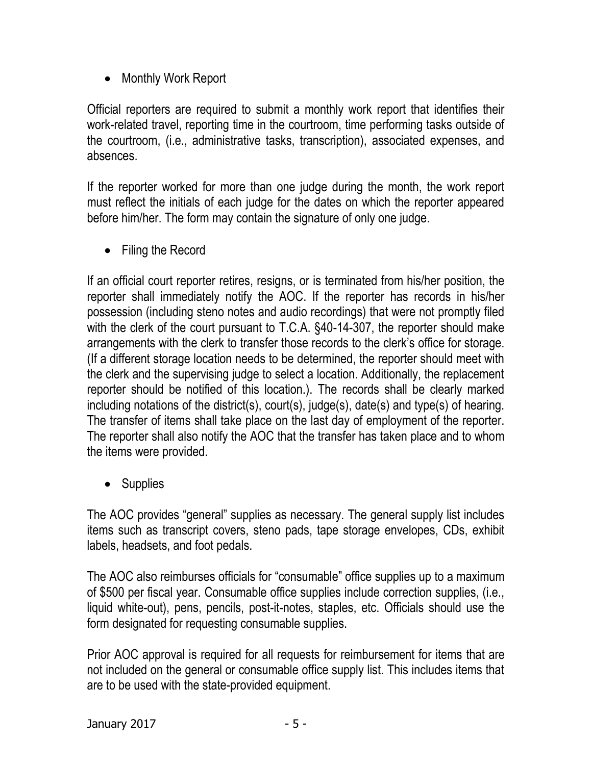- Monthly Work Report

Official reporters are required to submit a monthly work report that identifies their work-related travel, reporting time in the courtroom, time performing tasks outside of the courtroom, (i.e., administrative tasks, transcription), associated expenses, and absences.

If the reporter worked for more than one judge during the month, the work report must reflect the initials of each judge for the dates on which the reporter appeared before him/her. The form may contain the signature of only one judge.

- Filing the Record

If an official court reporter retires, resigns, or is terminated from his/her position, the reporter shall immediately notify the AOC. If the reporter has records in his/her possession (including steno notes and audio recordings) that were not promptly filed with the clerk of the court pursuant to T.C.A. §40-14-307, the reporter should make arrangements with the clerk to transfer those records to the clerk's office for storage. (If a different storage location needs to be determined, the reporter should meet with the clerk and the supervising judge to select a location. Additionally, the replacement reporter should be notified of this location.). The records shall be clearly marked including notations of the district(s), court(s), judge(s), date(s) and type(s) of hearing. The transfer of items shall take place on the last day of employment of the reporter. The reporter shall also notify the AOC that the transfer has taken place and to whom the items were provided.

- Supplies

The AOC provides "general" supplies as necessary. The general supply list includes items such as transcript covers, steno pads, tape storage envelopes, CDs, exhibit labels, headsets, and foot pedals.

The AOC also reimburses officials for "consumable" office supplies up to a maximum of $500 per fiscal year. Consumable office supplies include correction supplies, (i.e., liquid white-out), pens, pencils, post-it-notes, staples, etc. Officials should use the form designated for requesting consumable supplies.

Prior AOC approval is required for all requests for reimbursement for items that are not included on the general or consumable office supply list. This includes items that are to be used with the state-provided equipment.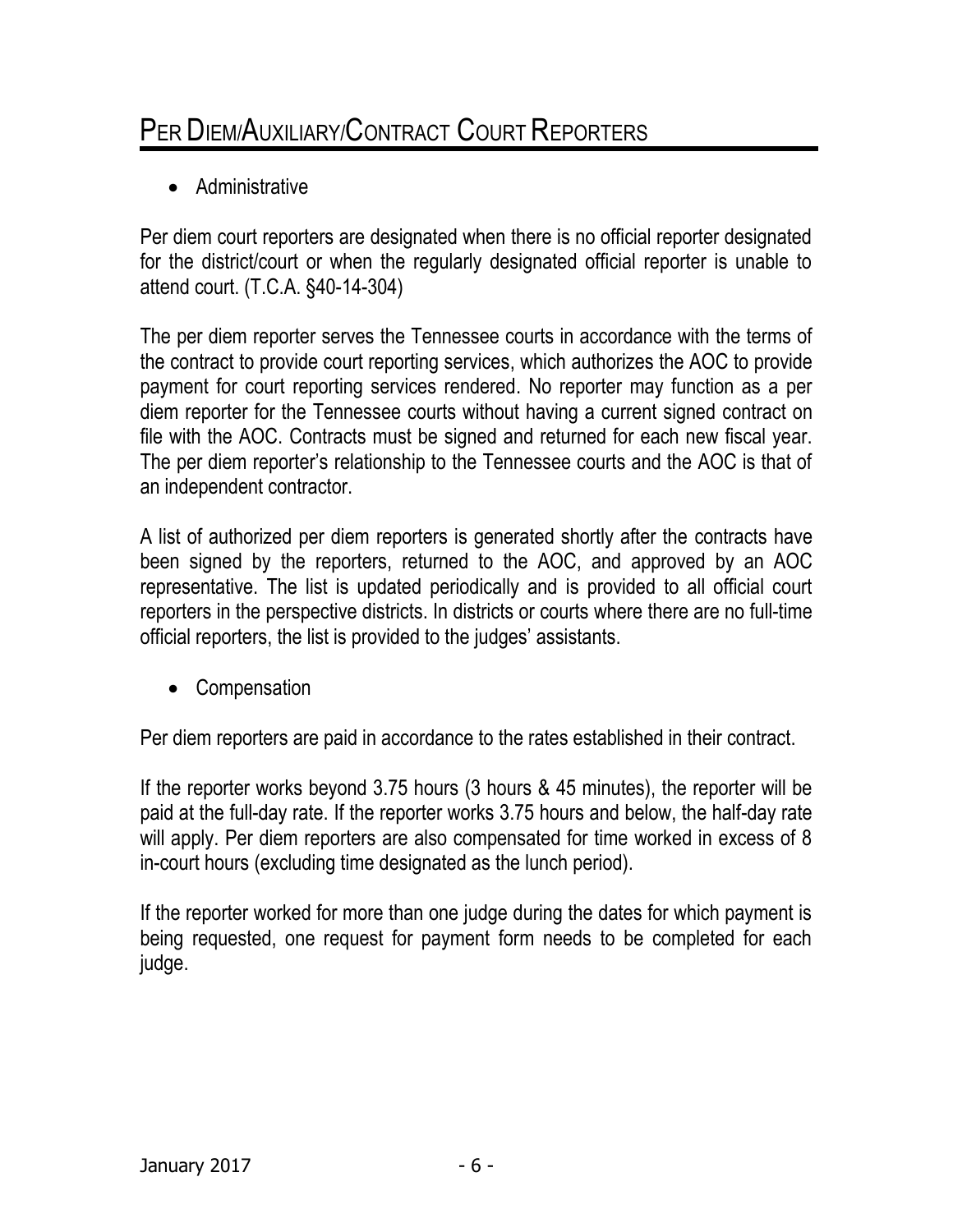# Per Diem/Auxiliary/Contract Court Reporters

- Administrative

Per diem court reporters are designated when there is no official reporter designated for the district/court or when the regularly designated official reporter is unable to attend court. (T.C.A. §40-14-304)

The per diem reporter serves the Tennessee courts in accordance with the terms of the contract to provide court reporting services, which authorizes the AOC to provide payment for court reporting services rendered. No reporter may function as a per diem reporter for the Tennessee courts without having a current signed contract on file with the AOC. Contracts must be signed and returned for each new fiscal year. The per diem reporter's relationship to the Tennessee courts and the AOC is that of an independent contractor.

A list of authorized per diem reporters is generated shortly after the contracts have been signed by the reporters, returned to the AOC, and approved by an AOC representative. The list is updated periodically and is provided to all official court reporters in the perspective districts. In districts or courts where there are no full-time official reporters, the list is provided to the judges' assistants.

- Compensation

Per diem reporters are paid in accordance to the rates established in their contract.

If the reporter works beyond 3.75 hours (3 hours & 45 minutes), the reporter will be paid at the full-day rate. If the reporter works 3.75 hours and below, the half-day rate will apply. Per diem reporters are also compensated for time worked in excess of 8 in-court hours (excluding time designated as the lunch period).

If the reporter worked for more than one judge during the dates for which payment is being requested, one request for payment form needs to be completed for each judge.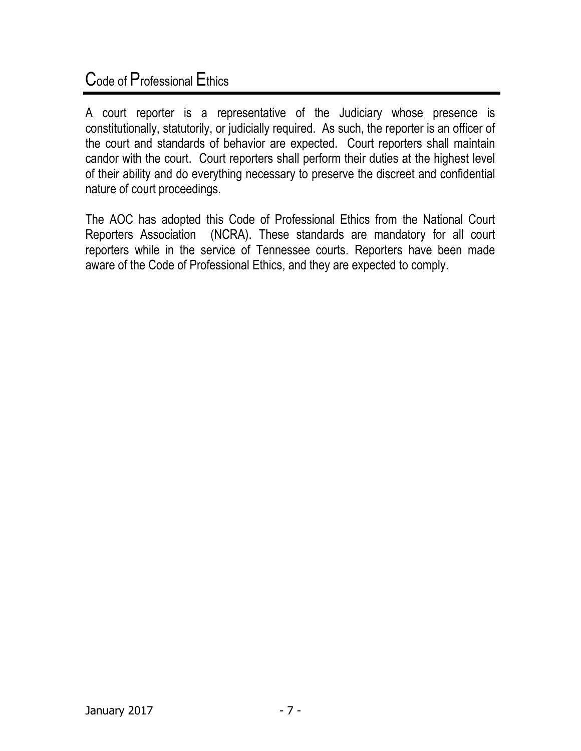# Code of Professional Ethics

A court reporter is a representative of the Judiciary whose presence is constitutionally, statutorily, or judicially required. As such, the reporter is an officer of the court and standards of behavior are expected. Court reporters shall maintain candor with the court. Court reporters shall perform their duties at the highest level of their ability and do everything necessary to preserve the discreet and confidential nature of court proceedings.

The AOC has adopted this Code of Professional Ethics from the National Court Reporters Association (NCRA). These standards are mandatory for all court reporters while in the service of Tennessee courts. Reporters have been made aware of the Code of Professional Ethics, and they are expected to comply.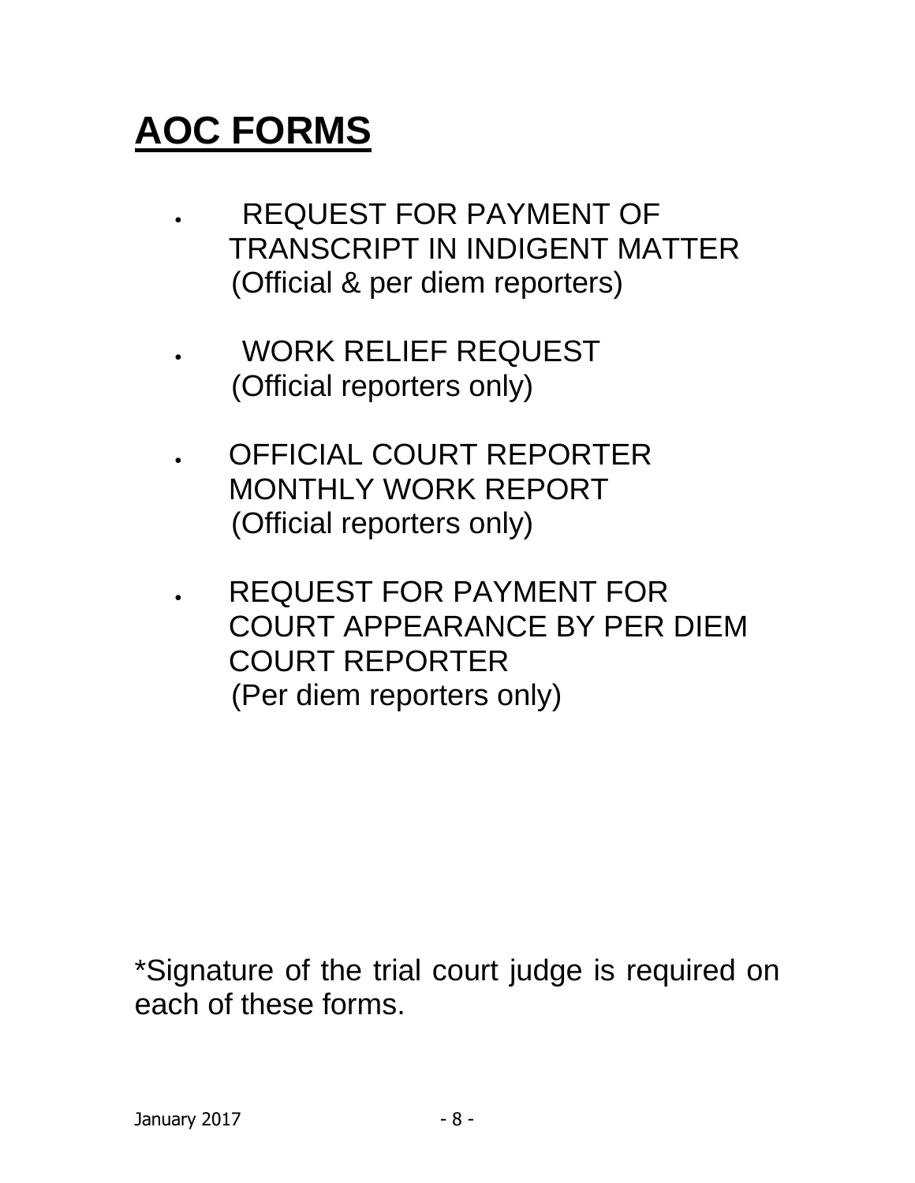# AOC FORMS

- REQUEST FOR PAYMENT OF TRANSCRIPT IN INDIGENT MATTER
  (Official & per diem reporters)

- WORK RELIEF REQUEST
  (Official reporters only)

- OFFICIAL COURT REPORTER MONTHLY WORK REPORT
  (Official reporters only)

- REQUEST FOR PAYMENT FOR COURT APPEARANCE BY PER DIEM COURT REPORTER
  (Per diem reporters only)

*Signature of the trial court judge is required on each of these forms.

January 2017